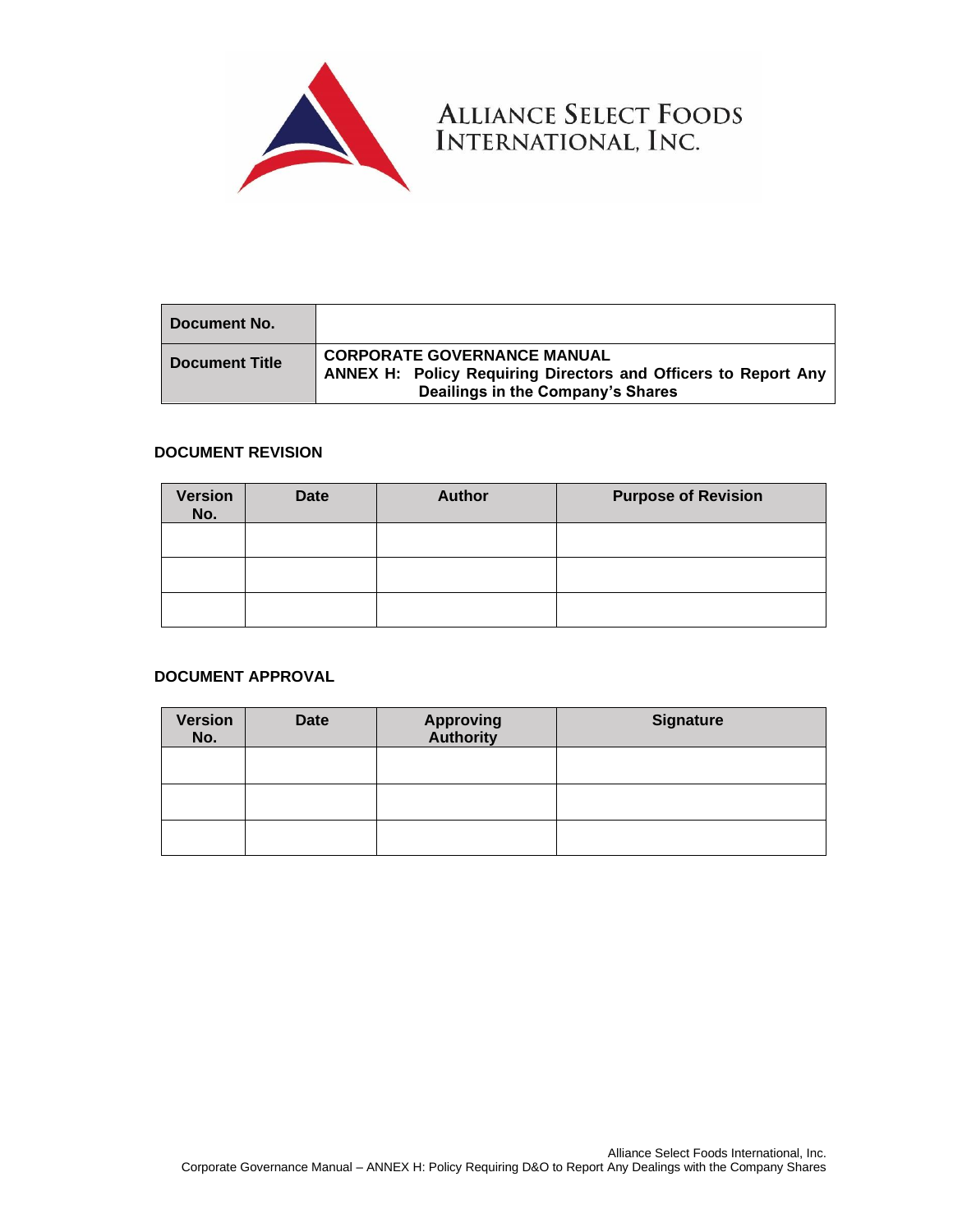**ALLIANCE SELECT FOODS INTERNATIONAL, INC.**

| | |
|---|---|
| **Document No.** | |
| **Document Title** | **CORPORATE GOVERNANCE MANUAL**<br>**ANNEX H: Policy Requiring Directors and Officers to Report Any Deailings in the Company's Shares** |

## DOCUMENT REVISION

| Version No. | Date | Author | Purpose of Revision |
|---|---|---|---|
| | | | |
| | | | |
| | | | |

## DOCUMENT APPROVAL

| Version No. | Date | Approving Authority | Signature |
|---|---|---|---|
| | | | |
| | | | |
| | | | |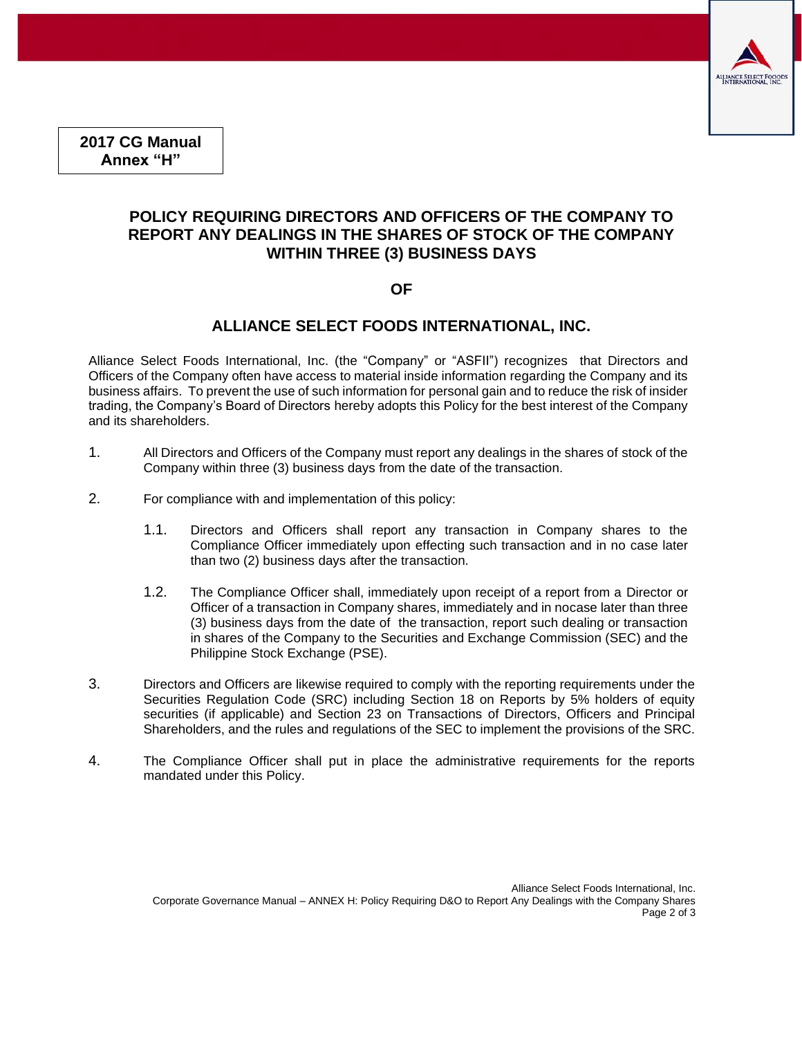**2017 CG Manual**
**Annex "H"**

# POLICY REQUIRING DIRECTORS AND OFFICERS OF THE COMPANY TO REPORT ANY DEALINGS IN THE SHARES OF STOCK OF THE COMPANY WITHIN THREE (3) BUSINESS DAYS

## OF

## ALLIANCE SELECT FOODS INTERNATIONAL, INC.

Alliance Select Foods International, Inc. (the "Company" or "ASFII") recognizes that Directors and Officers of the Company often have access to material inside information regarding the Company and its business affairs. To prevent the use of such information for personal gain and to reduce the risk of insider trading, the Company's Board of Directors hereby adopts this Policy for the best interest of the Company and its shareholders.

1. All Directors and Officers of the Company must report any dealings in the shares of stock of the Company within three (3) business days from the date of the transaction.

2. For compliance with and implementation of this policy:

   1.1. Directors and Officers shall report any transaction in Company shares to the Compliance Officer immediately upon effecting such transaction and in no case later than two (2) business days after the transaction.

   1.2. The Compliance Officer shall, immediately upon receipt of a report from a Director or Officer of a transaction in Company shares, immediately and in nocase later than three (3) business days from the date of the transaction, report such dealing or transaction in shares of the Company to the Securities and Exchange Commission (SEC) and the Philippine Stock Exchange (PSE).

3. Directors and Officers are likewise required to comply with the reporting requirements under the Securities Regulation Code (SRC) including Section 18 on Reports by 5% holders of equity securities (if applicable) and Section 23 on Transactions of Directors, Officers and Principal Shareholders, and the rules and regulations of the SEC to implement the provisions of the SRC.

4. The Compliance Officer shall put in place the administrative requirements for the reports mandated under this Policy.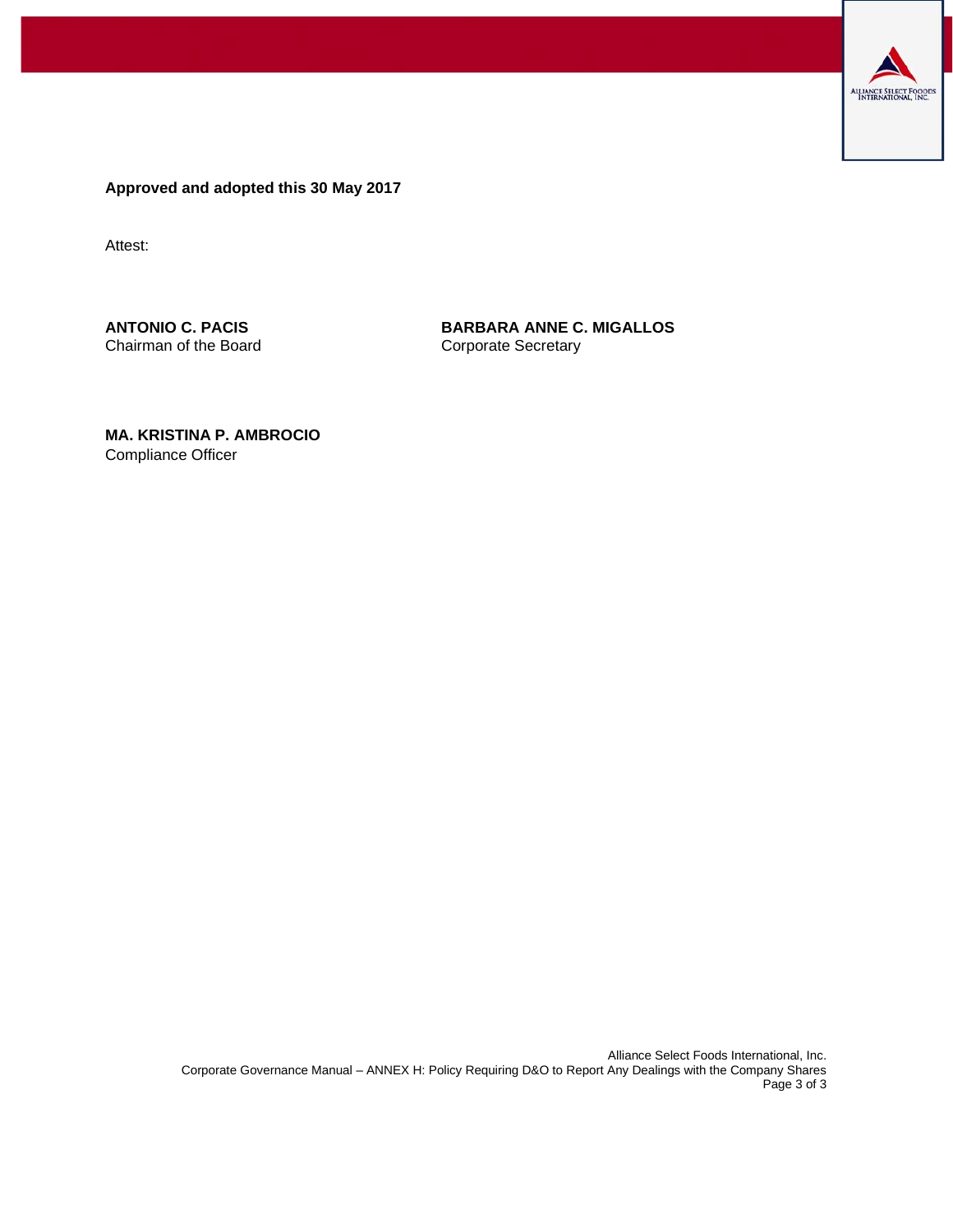**Approved and adopted this 30 May 2017**

Attest:

**ANTONIO C. PACIS**
Chairman of the Board

**BARBARA ANNE C. MIGALLOS**
Corporate Secretary

**MA. KRISTINA P. AMBROCIO**
Compliance Officer